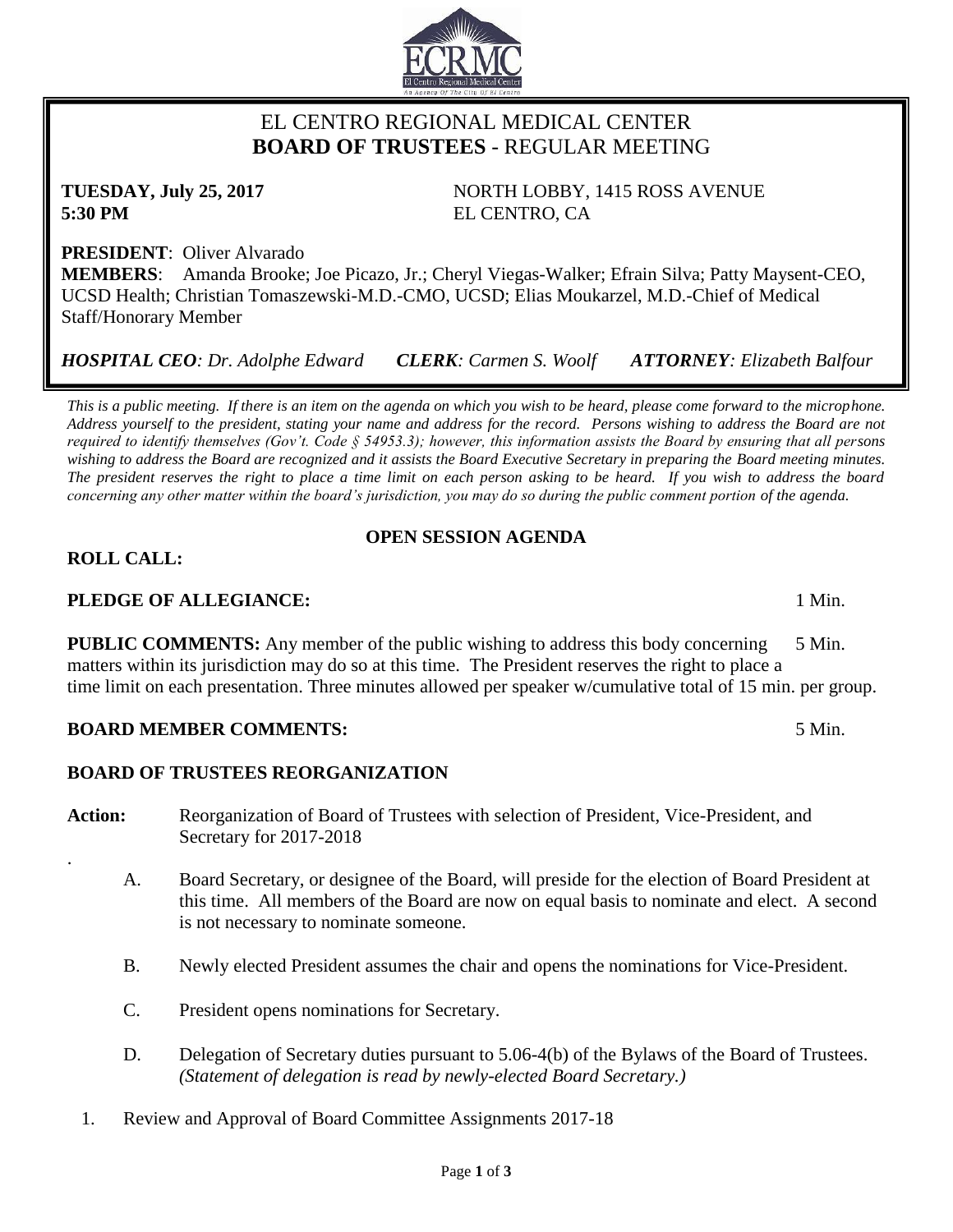# EL CENTRO REGIONAL MEDICAL CENTER
## **BOARD OF TRUSTEES** - REGULAR MEETING

**TUESDAY, July 25, 2017**
**5:30 PM**

NORTH LOBBY, 1415 ROSS AVENUE
EL CENTRO, CA

**PRESIDENT**: Oliver Alvarado
**MEMBERS**: Amanda Brooke; Joe Picazo, Jr.; Cheryl Viegas-Walker; Efrain Silva; Patty Maysent-CEO, UCSD Health; Christian Tomaszewski-M.D.-CMO, UCSD; Elias Moukarzel, M.D.-Chief of Medical Staff/Honorary Member

***HOSPITAL CEO****: Dr. Adolphe Edward* ***CLERK****: Carmen S. Woolf* ***ATTORNEY****: Elizabeth Balfour*

*This is a public meeting. If there is an item on the agenda on which you wish to be heard, please come forward to the microphone. Address yourself to the president, stating your name and address for the record. Persons wishing to address the Board are not required to identify themselves (Gov't. Code § 54953.3); however, this information assists the Board by ensuring that all persons wishing to address the Board are recognized and it assists the Board Executive Secretary in preparing the Board meeting minutes. The president reserves the right to place a time limit on each person asking to be heard. If you wish to address the board concerning any other matter within the board's jurisdiction, you may do so during the public comment portion of the agenda.*

**OPEN SESSION AGENDA**

**ROLL CALL:**

**PLEDGE OF ALLEGIANCE:** 1 Min.

**PUBLIC COMMENTS:** Any member of the public wishing to address this body concerning matters within its jurisdiction may do so at this time. The President reserves the right to place a time limit on each presentation. Three minutes allowed per speaker w/cumulative total of 15 min. per group. 5 Min.

**BOARD MEMBER COMMENTS:** 5 Min.

**BOARD OF TRUSTEES REORGANIZATION**

**Action:** Reorganization of Board of Trustees with selection of President, Vice-President, and Secretary for 2017-2018

A. Board Secretary, or designee of the Board, will preside for the election of Board President at this time. All members of the Board are now on equal basis to nominate and elect. A second is not necessary to nominate someone.

B. Newly elected President assumes the chair and opens the nominations for Vice-President.

C. President opens nominations for Secretary.

D. Delegation of Secretary duties pursuant to 5.06-4(b) of the Bylaws of the Board of Trustees. *(Statement of delegation is read by newly-elected Board Secretary.)*

1. Review and Approval of Board Committee Assignments 2017-18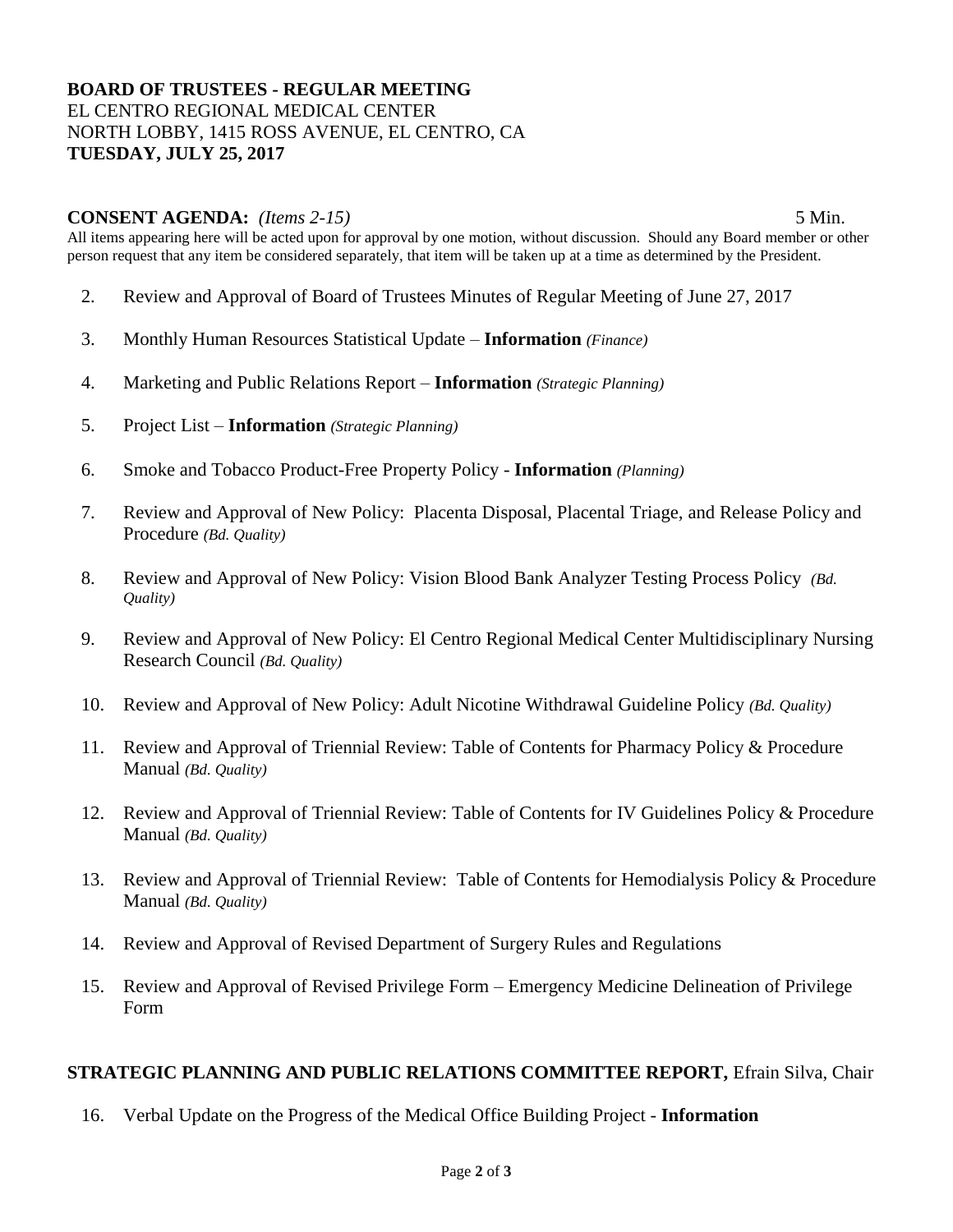**BOARD OF TRUSTEES - REGULAR MEETING**
EL CENTRO REGIONAL MEDICAL CENTER
NORTH LOBBY, 1415 ROSS AVENUE, EL CENTRO, CA
**TUESDAY, JULY 25, 2017**

**CONSENT AGENDA:** *(Items 2-15)* 5 Min.

All items appearing here will be acted upon for approval by one motion, without discussion. Should any Board member or other person request that any item be considered separately, that item will be taken up at a time as determined by the President.

2. Review and Approval of Board of Trustees Minutes of Regular Meeting of June 27, 2017
3. Monthly Human Resources Statistical Update – **Information** *(Finance)*
4. Marketing and Public Relations Report – **Information** *(Strategic Planning)*
5. Project List – **Information** *(Strategic Planning)*
6. Smoke and Tobacco Product-Free Property Policy - **Information** *(Planning)*
7. Review and Approval of New Policy: Placenta Disposal, Placental Triage, and Release Policy and Procedure *(Bd. Quality)*
8. Review and Approval of New Policy: Vision Blood Bank Analyzer Testing Process Policy *(Bd. Quality)*
9. Review and Approval of New Policy: El Centro Regional Medical Center Multidisciplinary Nursing Research Council *(Bd. Quality)*
10. Review and Approval of New Policy: Adult Nicotine Withdrawal Guideline Policy *(Bd. Quality)*
11. Review and Approval of Triennial Review: Table of Contents for Pharmacy Policy & Procedure Manual *(Bd. Quality)*
12. Review and Approval of Triennial Review: Table of Contents for IV Guidelines Policy & Procedure Manual *(Bd. Quality)*
13. Review and Approval of Triennial Review: Table of Contents for Hemodialysis Policy & Procedure Manual *(Bd. Quality)*
14. Review and Approval of Revised Department of Surgery Rules and Regulations
15. Review and Approval of Revised Privilege Form – Emergency Medicine Delineation of Privilege Form

**STRATEGIC PLANNING AND PUBLIC RELATIONS COMMITTEE REPORT,** Efrain Silva, Chair

16. Verbal Update on the Progress of the Medical Office Building Project - **Information**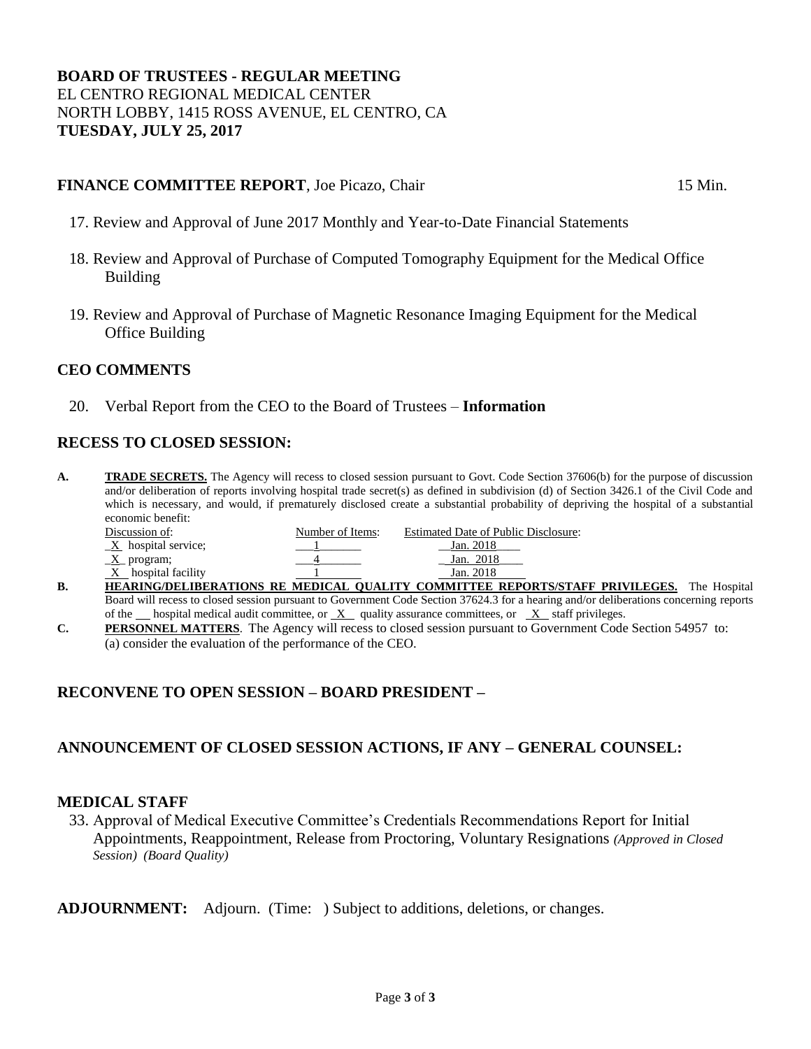**BOARD OF TRUSTEES - REGULAR MEETING**
EL CENTRO REGIONAL MEDICAL CENTER
NORTH LOBBY, 1415 ROSS AVENUE, EL CENTRO, CA
**TUESDAY, JULY 25, 2017**

## FINANCE COMMITTEE REPORT, Joe Picazo, Chair — 15 Min.

17. Review and Approval of June 2017 Monthly and Year-to-Date Financial Statements

18. Review and Approval of Purchase of Computed Tomography Equipment for the Medical Office Building

19. Review and Approval of Purchase of Magnetic Resonance Imaging Equipment for the Medical Office Building

## CEO COMMENTS

20. Verbal Report from the CEO to the Board of Trustees – **Information**

## RECESS TO CLOSED SESSION:

**A.** **TRADE SECRETS.** The Agency will recess to closed session pursuant to Govt. Code Section 37606(b) for the purpose of discussion and/or deliberation of reports involving hospital trade secret(s) as defined in subdivision (d) of Section 3426.1 of the Civil Code and which is necessary, and would, if prematurely disclosed create a substantial probability of depriving the hospital of a substantial economic benefit:

| Discussion of: | Number of Items: | Estimated Date of Public Disclosure: |
|---|---|---|
| X hospital service; | 1 | Jan. 2018 |
| X program; | 4 | Jan. 2018 |
| X hospital facility | 1 | Jan. 2018 |

**B.** **HEARING/DELIBERATIONS RE MEDICAL QUALITY COMMITTEE REPORTS/STAFF PRIVILEGES.** The Hospital Board will recess to closed session pursuant to Government Code Section 37624.3 for a hearing and/or deliberations concerning reports of the __ hospital medical audit committee, or X quality assurance committees, or X staff privileges.

**C.** **PERSONNEL MATTERS**. The Agency will recess to closed session pursuant to Government Code Section 54957 to: (a) consider the evaluation of the performance of the CEO.

## RECONVENE TO OPEN SESSION – BOARD PRESIDENT –

## ANNOUNCEMENT OF CLOSED SESSION ACTIONS, IF ANY – GENERAL COUNSEL:

## MEDICAL STAFF

33. Approval of Medical Executive Committee's Credentials Recommendations Report for Initial Appointments, Reappointment, Release from Proctoring, Voluntary Resignations *(Approved in Closed Session) (Board Quality)*

**ADJOURNMENT:** Adjourn. (Time: ) Subject to additions, deletions, or changes.